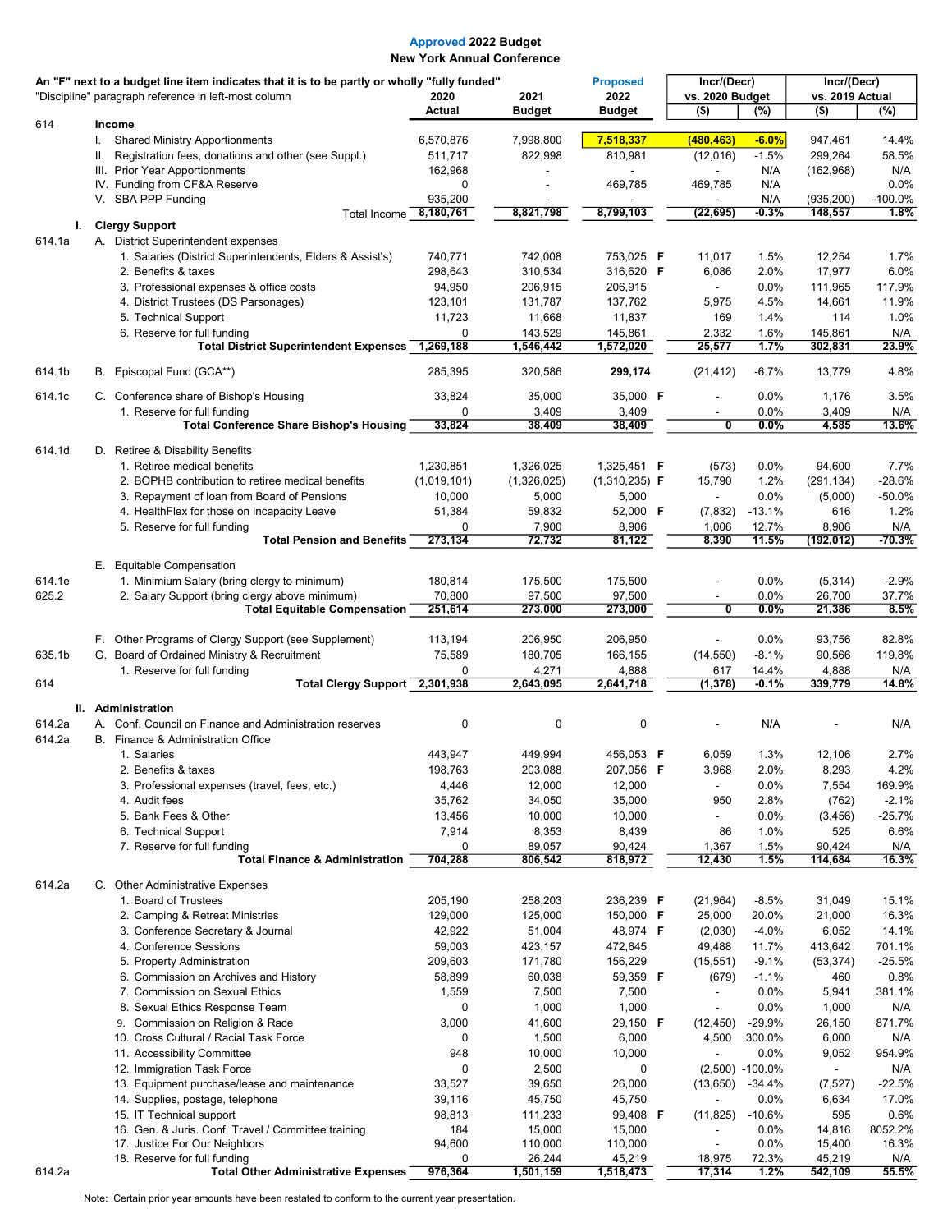# Approved 2022 Budget
## New York Annual Conference

An "F" next to a budget line item indicates that it is to be partly or wholly "fully funded"
"Discipline" paragraph reference in left-most column

| | | 2020 Actual | 2021 Budget | Proposed 2022 Budget | | Incr/(Decr) vs. 2020 Budget ($) | (%) | Incr/(Decr) vs. 2019 Actual ($) | (%) |
|---|---|---|---|---|---|---|---|---|---|
| 614 | **Income** | | | | | | | | |
| | I. Shared Ministry Apportionments | 6,570,876 | 7,998,800 | 7,518,337 | | (480,463) | -6.0% | 947,461 | 14.4% |
| | II. Registration fees, donations and other (see Suppl.) | 511,717 | 822,998 | 810,981 | | (12,016) | -1.5% | 299,264 | 58.5% |
| | III. Prior Year Apportionments | 162,968 | - | - | | - | N/A | (162,968) | N/A |
| | IV. Funding from CF&A Reserve | 0 | - | 469,785 | | 469,785 | N/A | 0 | 0.0% |
| | V. SBA PPP Funding | 935,200 | - | - | | - | N/A | (935,200) | -100.0% |
| | **Total Income** | **8,180,761** | **8,821,798** | **8,799,103** | | **(22,695)** | **-0.3%** | **148,557** | **1.8%** |
| I. | **Clergy Support** | | | | | | | | |
| 614.1a | A. District Superintendent expenses | | | | | | | | |
| | 1. Salaries (District Superintendents, Elders & Assist's) | 740,771 | 742,008 | 753,025 | F | 11,017 | 1.5% | 12,254 | 1.7% |
| | 2. Benefits & taxes | 298,643 | 310,534 | 316,620 | F | 6,086 | 2.0% | 17,977 | 6.0% |
| | 3. Professional expenses & office costs | 94,950 | 206,915 | 206,915 | | - | 0.0% | 111,965 | 117.9% |
| | 4. District Trustees (DS Parsonages) | 123,101 | 131,787 | 137,762 | | 5,975 | 4.5% | 14,661 | 11.9% |
| | 5. Technical Support | 11,723 | 11,668 | 11,837 | | 169 | 1.4% | 114 | 1.0% |
| | 6. Reserve for full funding | 0 | 143,529 | 145,861 | | 2,332 | 1.6% | 145,861 | N/A |
| | **Total District Superintendent Expenses** | **1,269,188** | **1,546,442** | **1,572,020** | | **25,577** | **1.7%** | **302,831** | **23.9%** |
| 614.1b | B. Episcopal Fund (GCA**) | 285,395 | 320,586 | **299,174** | | (21,412) | -6.7% | 13,779 | 4.8% |
| 614.1c | C. Conference share of Bishop's Housing | 33,824 | 35,000 | 35,000 | F | - | 0.0% | 1,176 | 3.5% |
| | 1. Reserve for full funding | 0 | 3,409 | 3,409 | | - | 0.0% | 3,409 | N/A |
| | **Total Conference Share Bishop's Housing** | **33,824** | **38,409** | **38,409** | | **0** | **0.0%** | **4,585** | **13.6%** |
| 614.1d | D. Retiree & Disability Benefits | | | | | | | | |
| | 1. Retiree medical benefits | 1,230,851 | 1,326,025 | 1,325,451 | F | (573) | 0.0% | 94,600 | 7.7% |
| | 2. BOPHB contribution to retiree medical benefits | (1,019,101) | (1,326,025) | (1,310,235) | F | 15,790 | 1.2% | (291,134) | -28.6% |
| | 3. Repayment of loan from Board of Pensions | 10,000 | 5,000 | 5,000 | | - | 0.0% | (5,000) | -50.0% |
| | 4. HealthFlex for those on Incapacity Leave | 51,384 | 59,832 | 52,000 | F | (7,832) | -13.1% | 616 | 1.2% |
| | 5. Reserve for full funding | 0 | 7,900 | 8,906 | | 1,006 | 12.7% | 8,906 | N/A |
| | **Total Pension and Benefits** | **273,134** | **72,732** | **81,122** | | **8,390** | **11.5%** | **(192,012)** | **-70.3%** |
| | E. Equitable Compensation | | | | | | | | |
| 614.1e | 1. Minimum Salary (bring clergy to minimum) | 180,814 | 175,500 | 175,500 | | - | 0.0% | (5,314) | -2.9% |
| 625.2 | 2. Salary Support (bring clergy above minimum) | 70,800 | 97,500 | 97,500 | | - | 0.0% | 26,700 | 37.7% |
| | **Total Equitable Compensation** | **251,614** | **273,000** | **273,000** | | **0** | **0.0%** | **21,386** | **8.5%** |
| | F. Other Programs of Clergy Support (see Supplement) | 113,194 | 206,950 | 206,950 | | - | 0.0% | 93,756 | 82.8% |
| 635.1b | G. Board of Ordained Ministry & Recruitment | 75,589 | 180,705 | 166,155 | | (14,550) | -8.1% | 90,566 | 119.8% |
| | 1. Reserve for full funding | 0 | 4,271 | 4,888 | | 617 | 14.4% | 4,888 | N/A |
| 614 | **Total Clergy Support** | **2,301,938** | **2,643,095** | **2,641,718** | | **(1,378)** | **-0.1%** | **339,779** | **14.8%** |
| II. | **Administration** | | | | | | | | |
| 614.2a | A. Conf. Council on Finance and Administration reserves | 0 | 0 | 0 | | - | N/A | - | N/A |
| 614.2a | B. Finance & Administration Office | | | | | | | | |
| | 1. Salaries | 443,947 | 449,994 | 456,053 | F | 6,059 | 1.3% | 12,106 | 2.7% |
| | 2. Benefits & taxes | 198,763 | 203,088 | 207,056 | F | 3,968 | 2.0% | 8,293 | 4.2% |
| | 3. Professional expenses (travel, fees, etc.) | 4,446 | 12,000 | 12,000 | | - | 0.0% | 7,554 | 169.9% |
| | 4. Audit fees | 35,762 | 34,050 | 35,000 | | 950 | 2.8% | (762) | -2.1% |
| | 5. Bank Fees & Other | 13,456 | 10,000 | 10,000 | | - | 0.0% | (3,456) | -25.7% |
| | 6. Technical Support | 7,914 | 8,353 | 8,439 | | 86 | 1.0% | 525 | 6.6% |
| | 7. Reserve for full funding | 0 | 89,057 | 90,424 | | 1,367 | 1.5% | 90,424 | N/A |
| | **Total Finance & Administration** | **704,288** | **806,542** | **818,972** | | **12,430** | **1.5%** | **114,684** | **16.3%** |
| 614.2a | C. Other Administrative Expenses | | | | | | | | |
| | 1. Board of Trustees | 205,190 | 258,203 | 236,239 | F | (21,964) | -8.5% | 31,049 | 15.1% |
| | 2. Camping & Retreat Ministries | 129,000 | 125,000 | 150,000 | F | 25,000 | 20.0% | 21,000 | 16.3% |
| | 3. Conference Secretary & Journal | 42,922 | 51,004 | 48,974 | F | (2,030) | -4.0% | 6,052 | 14.1% |
| | 4. Conference Sessions | 59,003 | 423,157 | 472,645 | | 49,488 | 11.7% | 413,642 | 701.1% |
| | 5. Property Administration | 209,603 | 171,780 | 156,229 | | (15,551) | -9.1% | (53,374) | -25.5% |
| | 6. Commission on Archives and History | 58,899 | 60,038 | 59,359 | F | (679) | -1.1% | 460 | 0.8% |
| | 7. Commission on Sexual Ethics | 1,559 | 7,500 | 7,500 | | - | 0.0% | 5,941 | 381.1% |
| | 8. Sexual Ethics Response Team | 0 | 1,000 | 1,000 | | - | 0.0% | 1,000 | N/A |
| | 9. Commission on Religion & Race | 3,000 | 41,600 | 29,150 | F | (12,450) | -29.9% | 26,150 | 871.7% |
| | 10. Cross Cultural / Racial Task Force | 0 | 1,500 | 6,000 | | 4,500 | 300.0% | 6,000 | N/A |
| | 11. Accessibility Committee | 948 | 10,000 | 10,000 | | - | 0.0% | 9,052 | 954.9% |
| | 12. Immigration Task Force | 0 | 2,500 | 0 | | (2,500) | -100.0% | - | N/A |
| | 13. Equipment purchase/lease and maintenance | 33,527 | 39,650 | 26,000 | | (13,650) | -34.4% | (7,527) | -22.5% |
| | 14. Supplies, postage, telephone | 39,116 | 45,750 | 45,750 | | - | 0.0% | 6,634 | 17.0% |
| | 15. IT Technical support | 98,813 | 111,233 | 99,408 | F | (11,825) | -10.6% | 595 | 0.6% |
| | 16. Gen. & Juris. Conf. Travel / Committee training | 184 | 15,000 | 15,000 | | - | 0.0% | 14,816 | 8052.2% |
| | 17. Justice For Our Neighbors | 94,600 | 110,000 | 110,000 | | - | 0.0% | 15,400 | 16.3% |
| | 18. Reserve for full funding | 0 | 26,244 | 45,219 | | 18,975 | 72.3% | 45,219 | N/A |
| 614.2a | **Total Other Administrative Expenses** | **976,364** | **1,501,159** | **1,518,473** | | **17,314** | **1.2%** | **542,109** | **55.5%** |

Note: Certain prior year amounts have been restated to conform to the current year presentation.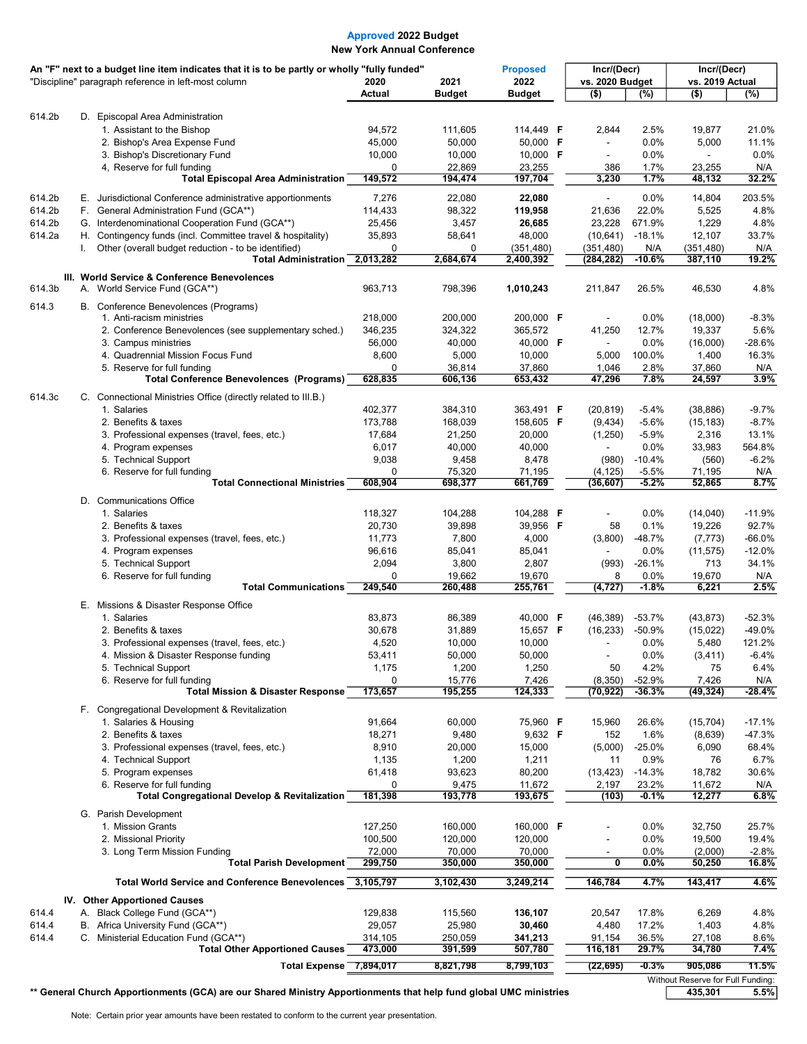# Approved 2022 Budget

## New York Annual Conference

An "F" next to a budget line item indicates that it is to be partly or wholly "fully funded"
"Discipline" paragraph reference in left-most column

| | | 2020 Actual | 2021 Budget | Proposed 2022 Budget | | Incr/(Decr) vs. 2020 Budget ($) | (%) | Incr/(Decr) vs. 2019 Actual ($) | (%) |
|---|---|---|---|---|---|---|---|---|---|
| 614.2b | D. Episcopal Area Administration | | | | | | | | |
| | 1. Assistant to the Bishop | 94,572 | 111,605 | 114,449 | F | 2,844 | 2.5% | 19,877 | 21.0% |
| | 2. Bishop's Area Expense Fund | 45,000 | 50,000 | 50,000 | F | - | 0.0% | 5,000 | 11.1% |
| | 3. Bishop's Discretionary Fund | 10,000 | 10,000 | 10,000 | F | - | 0.0% | - | 0.0% |
| | 4, Reserve for full funding | 0 | 22,869 | 23,255 | | 386 | 1.7% | 23,255 | N/A |
| | **Total Episcopal Area Administration** | **149,572** | **194,474** | **197,704** | | **3,230** | **1.7%** | **48,132** | **32.2%** |
| 614.2b | E. Jurisdictional Conference administrative apportionments | 7,276 | 22,080 | **22,080** | | - | 0.0% | 14,804 | 203.5% |
| 614.2b | F. General Administration Fund (GCA**) | 114,433 | 98,322 | **119,958** | | 21,636 | 22.0% | 5,525 | 4.8% |
| 614.2b | G. Interdenominational Cooperation Fund (GCA**) | 25,456 | 3,457 | **26,685** | | 23,228 | 671.9% | 1,229 | 4.8% |
| 614.2a | H. Contingency funds (incl. Committee travel & hospitality) | 35,893 | 58,641 | 48,000 | | (10,641) | -18.1% | 12,107 | 33.7% |
| | I. Other (overall budget reduction - to be identified) | 0 | 0 | (351,480) | | (351,480) | N/A | (351,480) | N/A |
| | **Total Administration** | **2,013,282** | **2,684,674** | **2,400,392** | | **(284,282)** | **-10.6%** | **387,110** | **19.2%** |
| | **III. World Service & Conference Benevolences** | | | | | | | | |
| 614.3b | A. World Service Fund (GCA**) | 963,713 | 798,396 | **1,010,243** | | 211,847 | 26.5% | 46,530 | 4.8% |
| 614.3 | B. Conference Benevolences (Programs) | | | | | | | | |
| | 1. Anti-racism ministries | 218,000 | 200,000 | 200,000 | F | - | 0.0% | (18,000) | -8.3% |
| | 2. Conference Benevolences (see supplementary sched.) | 346,235 | 324,322 | 365,572 | | 41,250 | 12.7% | 19,337 | 5.6% |
| | 3. Campus ministries | 56,000 | 40,000 | 40,000 | F | - | 0.0% | (16,000) | -28.6% |
| | 4. Quadrennial Mission Focus Fund | 8,600 | 5,000 | 10,000 | | 5,000 | 100.0% | 1,400 | 16.3% |
| | 5. Reserve for full funding | 0 | 36,814 | 37,860 | | 1,046 | 2.8% | 37,860 | N/A |
| | **Total Conference Benevolences (Programs)** | **628,835** | **606,136** | **653,432** | | **47,296** | **7.8%** | **24,597** | **3.9%** |
| 614.3c | C. Connectional Ministries Office (directly related to III.B.) | | | | | | | | |
| | 1. Salaries | 402,377 | 384,310 | 363,491 | F | (20,819) | -5.4% | (38,886) | -9.7% |
| | 2. Benefits & taxes | 173,788 | 168,039 | 158,605 | F | (9,434) | -5.6% | (15,183) | -8.7% |
| | 3. Professional expenses (travel, fees, etc.) | 17,684 | 21,250 | 20,000 | | (1,250) | -5.9% | 2,316 | 13.1% |
| | 4. Program expenses | 6,017 | 40,000 | 40,000 | | - | 0.0% | 33,983 | 564.8% |
| | 5. Technical Support | 9,038 | 9,458 | 8,478 | | (980) | -10.4% | (560) | -6.2% |
| | 6. Reserve for full funding | 0 | 75,320 | 71,195 | | (4,125) | -5.5% | 71,195 | N/A |
| | **Total Connectional Ministries** | **608,904** | **698,377** | **661,769** | | **(36,607)** | **-5.2%** | **52,865** | **8.7%** |
| | D. Communications Office | | | | | | | | |
| | 1. Salaries | 118,327 | 104,288 | 104,288 | F | - | 0.0% | (14,040) | -11.9% |
| | 2. Benefits & taxes | 20,730 | 39,898 | 39,956 | F | 58 | 0.1% | 19,226 | 92.7% |
| | 3. Professional expenses (travel, fees, etc.) | 11,773 | 7,800 | 4,000 | | (3,800) | -48.7% | (7,773) | -66.0% |
| | 4. Program expenses | 96,616 | 85,041 | 85,041 | | - | 0.0% | (11,575) | -12.0% |
| | 5. Technical Support | 2,094 | 3,800 | 2,807 | | (993) | -26.1% | 713 | 34.1% |
| | 6. Reserve for full funding | 0 | 19,662 | 19,670 | | 8 | 0.0% | 19,670 | N/A |
| | **Total Communications** | **249,540** | **260,488** | **255,761** | | **(4,727)** | **-1.8%** | **6,221** | **2.5%** |
| | E. Missions & Disaster Response Office | | | | | | | | |
| | 1. Salaries | 83,873 | 86,389 | 40,000 | F | (46,389) | -53.7% | (43,873) | -52.3% |
| | 2. Benefits & taxes | 30,678 | 31,889 | 15,657 | F | (16,233) | -50.9% | (15,022) | -49.0% |
| | 3. Professional expenses (travel, fees, etc.) | 4,520 | 10,000 | 10,000 | | - | 0.0% | 5,480 | 121.2% |
| | 4. Mission & Disaster Response funding | 53,411 | 50,000 | 50,000 | | - | 0.0% | (3,411) | -6.4% |
| | 5. Technical Support | 1,175 | 1,200 | 1,250 | | 50 | 4.2% | 75 | 6.4% |
| | 6. Reserve for full funding | 0 | 15,776 | 7,426 | | (8,350) | -52.9% | 7,426 | N/A |
| | **Total Mission & Disaster Response** | **173,657** | **195,255** | **124,333** | | **(70,922)** | **-36.3%** | **(49,324)** | **-28.4%** |
| | F. Congregational Development & Revitalization | | | | | | | | |
| | 1. Salaries & Housing | 91,664 | 60,000 | 75,960 | F | 15,960 | 26.6% | (15,704) | -17.1% |
| | 2. Benefits & taxes | 18,271 | 9,480 | 9,632 | F | 152 | 1.6% | (8,639) | -47.3% |
| | 3. Professional expenses (travel, fees, etc.) | 8,910 | 20,000 | 15,000 | | (5,000) | -25.0% | 6,090 | 68.4% |
| | 4. Technical Support | 1,135 | 1,200 | 1,211 | | 11 | 0.9% | 76 | 6.7% |
| | 5. Program expenses | 61,418 | 93,623 | 80,200 | | (13,423) | -14.3% | 18,782 | 30.6% |
| | 6. Reserve for full funding | 0 | 9,475 | 11,672 | | 2,197 | 23.2% | 11,672 | N/A |
| | **Total Congregational Develop & Revitalization** | **181,398** | **193,778** | **193,675** | | **(103)** | **-0.1%** | **12,277** | **6.8%** |
| | G. Parish Development | | | | | | | | |
| | 1. Mission Grants | 127,250 | 160,000 | 160,000 | F | - | 0.0% | 32,750 | 25.7% |
| | 2. Missional Priority | 100,500 | 120,000 | 120,000 | | - | 0.0% | 19,500 | 19.4% |
| | 3. Long Term Mission Funding | 72,000 | 70,000 | 70,000 | | - | 0.0% | (2,000) | -2.8% |
| | **Total Parish Development** | **299,750** | **350,000** | **350,000** | | **0** | **0.0%** | **50,250** | **16.8%** |
| | **Total World Service and Conference Benevolences** | **3,105,797** | **3,102,430** | **3,249,214** | | **146,784** | **4.7%** | **143,417** | **4.6%** |
| | **IV. Other Apportioned Causes** | | | | | | | | |
| 614.4 | A. Black College Fund (GCA**) | 129,838 | 115,560 | **136,107** | | 20,547 | 17.8% | 6,269 | 4.8% |
| 614.4 | B. Africa University Fund (GCA**) | 29,057 | 25,980 | **30,460** | | 4,480 | 17.2% | 1,403 | 4.8% |
| 614.4 | C. Ministerial Education Fund (GCA**) | 314,105 | 250,059 | **341,213** | | 91,154 | 36.5% | 27,108 | 8.6% |
| | **Total Other Apportioned Causes** | **473,000** | **391,599** | **507,780** | | **116,181** | **29.7%** | **34,780** | **7.4%** |
| | **Total Expense** | **7,894,017** | **8,821,798** | **8,799,103** | | **(22,695)** | **-0.3%** | **905,086** | **11.5%** |
| | | | | | | | Without Reserve for Full Funding: | **435,301** | **5.5%** |

**\*\* General Church Apportionments (GCA) are our Shared Ministry Apportionments that help fund global UMC ministries**

Note: Certain prior year amounts have been restated to conform to the current year presentation.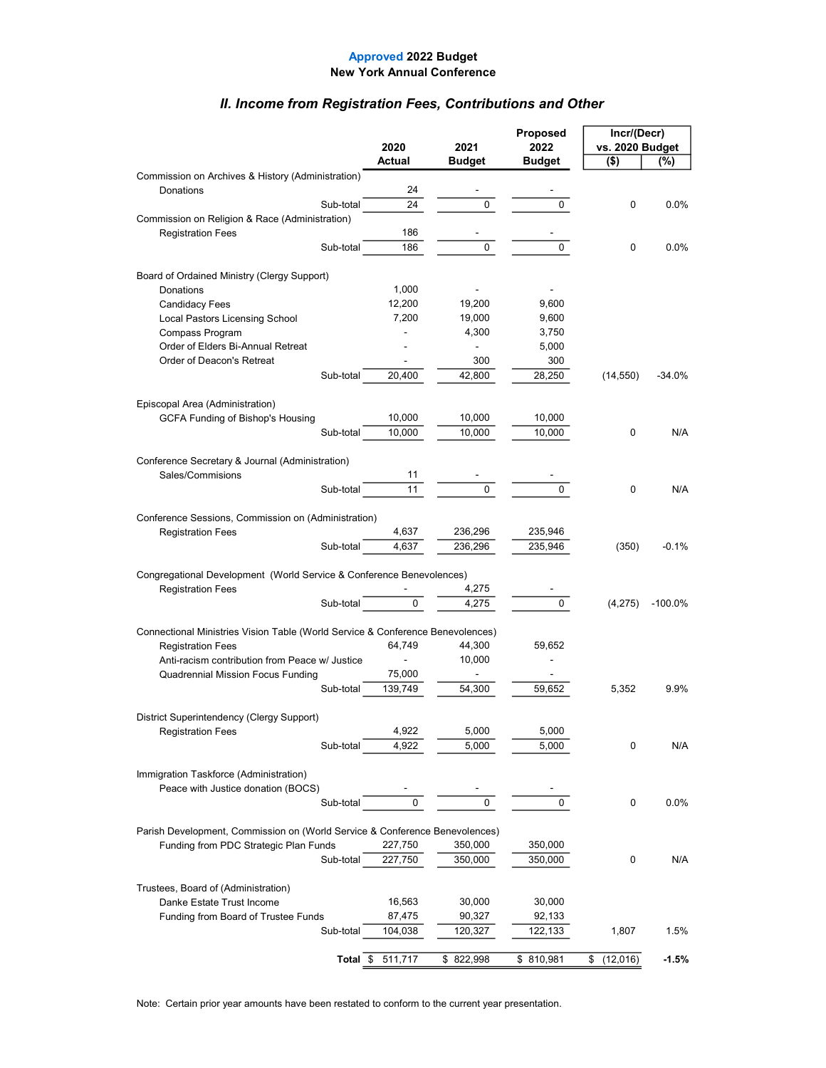**Approved 2022 Budget**
**New York Annual Conference**

## *II. Income from Registration Fees, Contributions and Other*

| | 2020 Actual | 2021 Budget | Proposed 2022 Budget | Incr/(Decr) vs. 2020 Budget ($) | Incr/(Decr) vs. 2020 Budget (%) |
|---|---|---|---|---|---|
| Commission on Archives & History (Administration) | | | | | |
| Donations | 24 | - | - | | |
| Sub-total | 24 | 0 | 0 | 0 | 0.0% |
| Commission on Religion & Race (Administration) | | | | | |
| Registration Fees | 186 | - | - | | |
| Sub-total | 186 | 0 | 0 | 0 | 0.0% |
| Board of Ordained Ministry (Clergy Support) | | | | | |
| Donations | 1,000 | - | - | | |
| Candidacy Fees | 12,200 | 19,200 | 9,600 | | |
| Local Pastors Licensing School | 7,200 | 19,000 | 9,600 | | |
| Compass Program | - | 4,300 | 3,750 | | |
| Order of Elders Bi-Annual Retreat | - | - | 5,000 | | |
| Order of Deacon's Retreat | - | 300 | 300 | | |
| Sub-total | 20,400 | 42,800 | 28,250 | (14,550) | -34.0% |
| Episcopal Area (Administration) | | | | | |
| GCFA Funding of Bishop's Housing | 10,000 | 10,000 | 10,000 | | |
| Sub-total | 10,000 | 10,000 | 10,000 | 0 | N/A |
| Conference Secretary & Journal (Administration) | | | | | |
| Sales/Commisions | 11 | - | - | | |
| Sub-total | 11 | 0 | 0 | 0 | N/A |
| Conference Sessions, Commission on (Administration) | | | | | |
| Registration Fees | 4,637 | 236,296 | 235,946 | | |
| Sub-total | 4,637 | 236,296 | 235,946 | (350) | -0.1% |
| Congregational Development (World Service & Conference Benevolences) | | | | | |
| Registration Fees | - | 4,275 | - | | |
| Sub-total | 0 | 4,275 | 0 | (4,275) | -100.0% |
| Connectional Ministries Vision Table (World Service & Conference Benevolences) | | | | | |
| Registration Fees | 64,749 | 44,300 | 59,652 | | |
| Anti-racism contribution from Peace w/ Justice | - | 10,000 | - | | |
| Quadrennial Mission Focus Funding | 75,000 | - | - | | |
| Sub-total | 139,749 | 54,300 | 59,652 | 5,352 | 9.9% |
| District Superintendency (Clergy Support) | | | | | |
| Registration Fees | 4,922 | 5,000 | 5,000 | | |
| Sub-total | 4,922 | 5,000 | 5,000 | 0 | N/A |
| Immigration Taskforce (Administration) | | | | | |
| Peace with Justice donation (BOCS) | - | - | - | | |
| Sub-total | 0 | 0 | 0 | 0 | 0.0% |
| Parish Development, Commission on (World Service & Conference Benevolences) | | | | | |
| Funding from PDC Strategic Plan Funds | 227,750 | 350,000 | 350,000 | | |
| Sub-total | 227,750 | 350,000 | 350,000 | 0 | N/A |
| Trustees, Board of (Administration) | | | | | |
| Danke Estate Trust Income | 16,563 | 30,000 | 30,000 | | |
| Funding from Board of Trustee Funds | 87,475 | 90,327 | 92,133 | | |
| Sub-total | 104,038 | 120,327 | 122,133 | 1,807 | 1.5% |
| **Total** | $ 511,717 | $ 822,998 | $ 810,981 | $ (12,016) | **-1.5%** |

Note: Certain prior year amounts have been restated to conform to the current year presentation.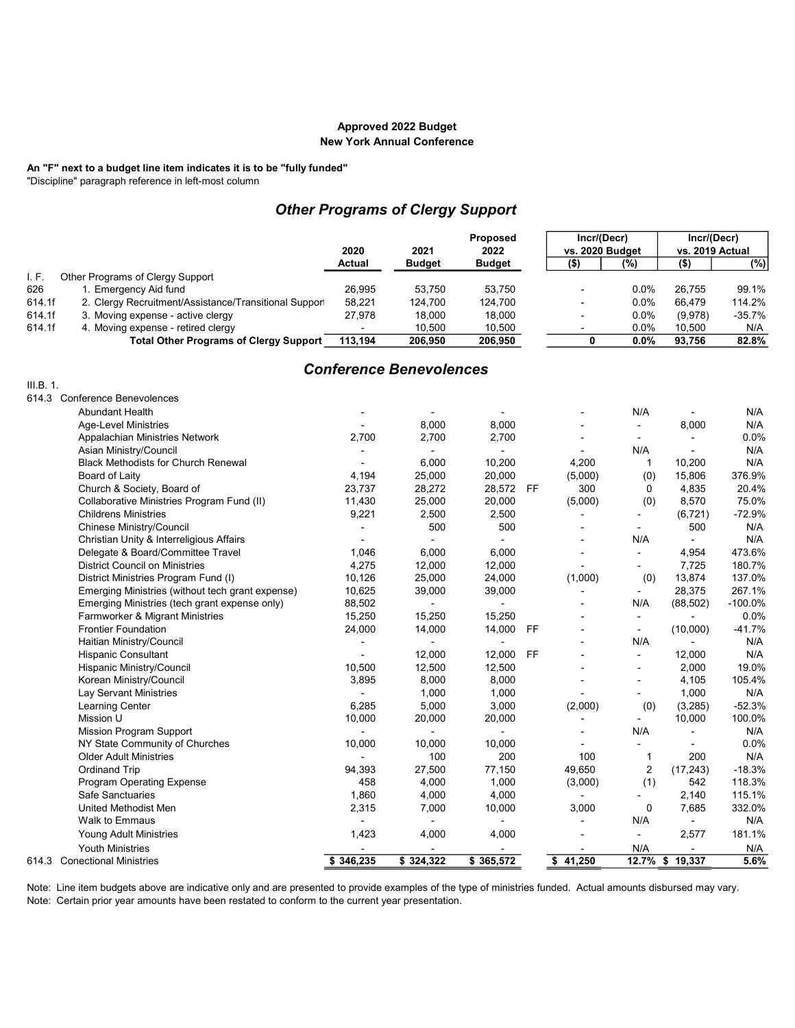**Approved 2022 Budget**
**New York Annual Conference**

**An "F" next to a budget line item indicates it is to be "fully funded"**
"Discipline" paragraph reference in left-most column

## *Other Programs of Clergy Support*

| | | 2020 Actual | 2021 Budget | Proposed 2022 Budget | | Incr/(Decr) vs. 2020 Budget ($) | Incr/(Decr) vs. 2020 Budget (%) | Incr/(Decr) vs. 2019 Actual ($) | Incr/(Decr) vs. 2019 Actual (%) |
|---|---|---|---|---|---|---|---|---|---|
| I. F. | Other Programs of Clergy Support | | | | | | | | |
| 626 | 1. Emergency Aid fund | 26,995 | 53,750 | 53,750 | | - | 0.0% | 26,755 | 99.1% |
| 614.1f | 2. Clergy Recruitment/Assistance/Transitional Support | 58,221 | 124,700 | 124,700 | | - | 0.0% | 66,479 | 114.2% |
| 614.1f | 3. Moving expense - active clergy | 27,978 | 18,000 | 18,000 | | - | 0.0% | (9,978) | -35.7% |
| 614.1f | 4. Moving expense - retired clergy | - | 10,500 | 10,500 | | - | 0.0% | 10,500 | N/A |
| | **Total Other Programs of Clergy Support** | **113,194** | **206,950** | **206,950** | | **0** | **0.0%** | **93,756** | **82.8%** |

## *Conference Benevolences*

| | | 2020 Actual | 2021 Budget | Proposed 2022 Budget | | Incr/(Decr) vs. 2020 Budget ($) | Incr/(Decr) vs. 2020 Budget (%) | Incr/(Decr) vs. 2019 Actual ($) | Incr/(Decr) vs. 2019 Actual (%) |
|---|---|---|---|---|---|---|---|---|---|
| III.B. 1. | | | | | | | | | |
| 614.3 | Conference Benevolences | | | | | | | | |
| | Abundant Health | - | - | - | | - | N/A | - | N/A |
| | Age-Level Ministries | - | 8,000 | 8,000 | | - | - | 8,000 | N/A |
| | Appalachian Ministries Network | 2,700 | 2,700 | 2,700 | | - | - | - | 0.0% |
| | Asian Ministry/Council | - | - | - | | - | N/A | - | N/A |
| | Black Methodists for Church Renewal | - | 6,000 | 10,200 | | 4,200 | 1 | 10,200 | N/A |
| | Board of Laity | 4,194 | 25,000 | 20,000 | | (5,000) | (0) | 15,806 | 376.9% |
| | Church & Society, Board of | 23,737 | 28,272 | 28,572 | FF | 300 | 0 | 4,835 | 20.4% |
| | Collaborative Ministries Program Fund (II) | 11,430 | 25,000 | 20,000 | | (5,000) | (0) | 8,570 | 75.0% |
| | Childrens Ministries | 9,221 | 2,500 | 2,500 | | - | - | (6,721) | -72.9% |
| | Chinese Ministry/Council | - | 500 | 500 | | - | - | 500 | N/A |
| | Christian Unity & Interreligious Affairs | - | - | - | | - | N/A | - | N/A |
| | Delegate & Board/Committee Travel | 1,046 | 6,000 | 6,000 | | - | - | 4,954 | 473.6% |
| | District Council on Ministries | 4,275 | 12,000 | 12,000 | | - | - | 7,725 | 180.7% |
| | District Ministries Program Fund (I) | 10,126 | 25,000 | 24,000 | | (1,000) | (0) | 13,874 | 137.0% |
| | Emerging Ministries (without tech grant expense) | 10,625 | 39,000 | 39,000 | | - | - | 28,375 | 267.1% |
| | Emerging Ministries (tech grant expense only) | 88,502 | - | - | | - | N/A | (88,502) | -100.0% |
| | Farmworker & Migrant Ministries | 15,250 | 15,250 | 15,250 | | - | - | - | 0.0% |
| | Frontier Foundation | 24,000 | 14,000 | 14,000 | FF | - | - | (10,000) | -41.7% |
| | Haitian Ministry/Council | - | - | - | | - | N/A | - | N/A |
| | Hispanic Consultant | - | 12,000 | 12,000 | FF | - | - | 12,000 | N/A |
| | Hispanic Ministry/Council | 10,500 | 12,500 | 12,500 | | - | - | 2,000 | 19.0% |
| | Korean Ministry/Council | 3,895 | 8,000 | 8,000 | | - | - | 4,105 | 105.4% |
| | Lay Servant Ministries | - | 1,000 | 1,000 | | - | - | 1,000 | N/A |
| | Learning Center | 6,285 | 5,000 | 3,000 | | (2,000) | (0) | (3,285) | -52.3% |
| | Mission U | 10,000 | 20,000 | 20,000 | | - | - | 10,000 | 100.0% |
| | Mission Program Support | - | - | - | | - | N/A | - | N/A |
| | NY State Community of Churches | 10,000 | 10,000 | 10,000 | | - | - | - | 0.0% |
| | Older Adult Ministries | - | 100 | 200 | | 100 | 1 | 200 | N/A |
| | Ordinand Trip | 94,393 | 27,500 | 77,150 | | 49,650 | 2 | (17,243) | -18.3% |
| | Program Operating Expense | 458 | 4,000 | 1,000 | | (3,000) | (1) | 542 | 118.3% |
| | Safe Sanctuaries | 1,860 | 4,000 | 4,000 | | - | - | 2,140 | 115.1% |
| | United Methodist Men | 2,315 | 7,000 | 10,000 | | 3,000 | 0 | 7,685 | 332.0% |
| | Walk to Emmaus | - | - | - | | - | N/A | - | N/A |
| | Young Adult Ministries | 1,423 | 4,000 | 4,000 | | - | - | 2,577 | 181.1% |
| | Youth Ministries | - | - | - | | - | N/A | - | N/A |
| 614.3 | Conectional Ministries | **$ 346,235** | **$ 324,322** | **$ 365,572** | | **$ 41,250** | **12.7%** | **$ 19,337** | **5.6%** |

Note: Line item budgets above are indicative only and are presented to provide examples of the type of ministries funded. Actual amounts disbursed may vary.
Note: Certain prior year amounts have been restated to conform to the current year presentation.